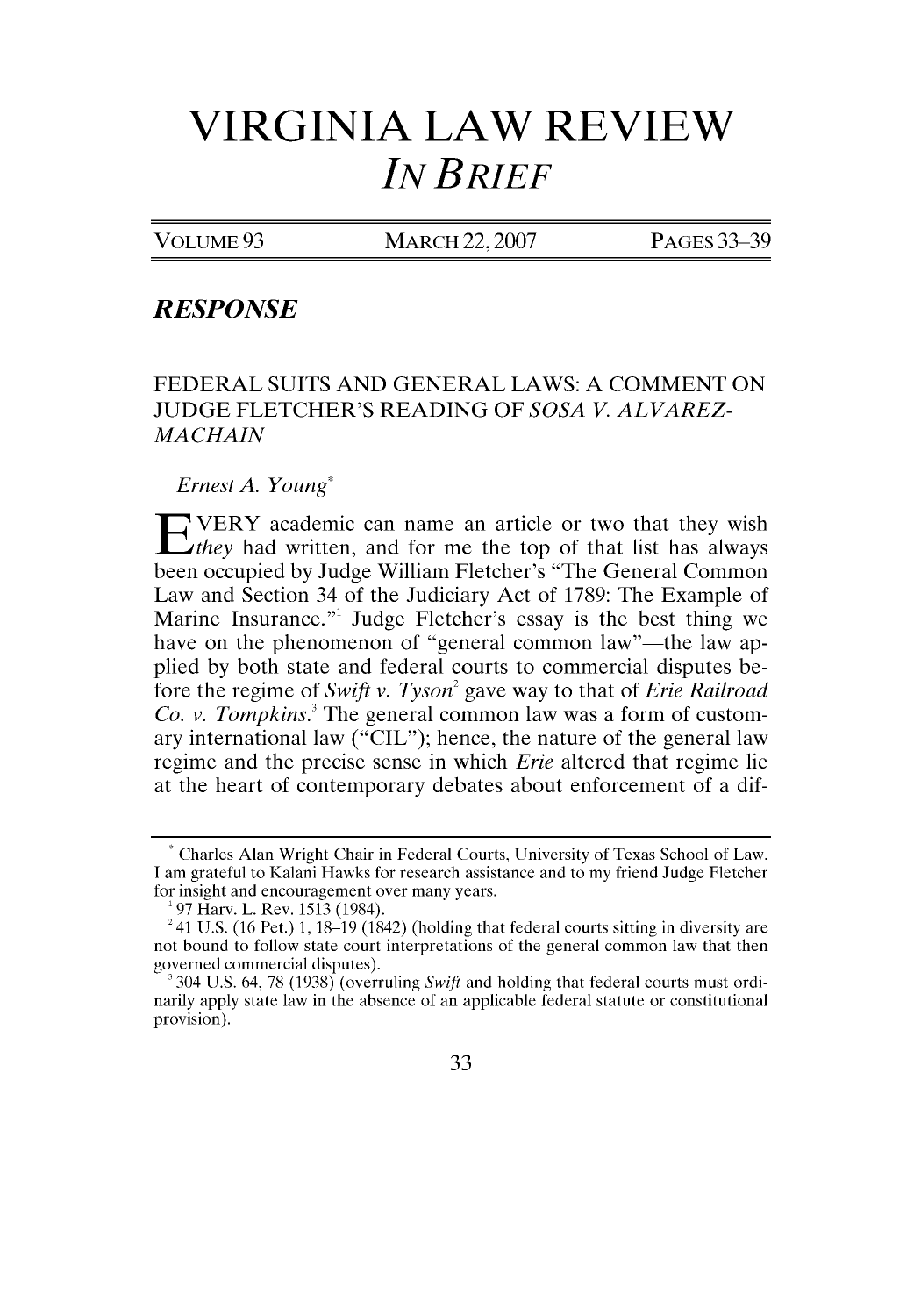# VIRGINIA LAW REVIEW

## *IN BRIEF*

| VOLUME 93 | MARCH 22, 2007 | PAGES 33–39 |
|---|---|---|

### *RESPONSE*

## FEDERAL SUITS AND GENERAL LAWS: A COMMENT ON JUDGE FLETCHER'S READING OF *SOSA V. ALVAREZ-MACHAIN*

*Ernest A. Young*[*]

EVERY academic can name an article or two that they wish *they* had written, and for me the top of that list has always been occupied by Judge William Fletcher's "The General Common Law and Section 34 of the Judiciary Act of 1789: The Example of Marine Insurance."[1] Judge Fletcher's essay is the best thing we have on the phenomenon of "general common law"—the law applied by both state and federal courts to commercial disputes before the regime of *Swift v. Tyson*[2] gave way to that of *Erie Railroad Co. v. Tompkins*.[3] The general common law was a form of customary international law ("CIL"); hence, the nature of the general law regime and the precise sense in which *Erie* altered that regime lie at the heart of contemporary debates about enforcement of a dif-

---

[*] Charles Alan Wright Chair in Federal Courts, University of Texas School of Law. I am grateful to Kalani Hawks for research assistance and to my friend Judge Fletcher for insight and encouragement over many years.

[1] 97 Harv. L. Rev. 1513 (1984).

[2] 41 U.S. (16 Pet.) 1, 18–19 (1842) (holding that federal courts sitting in diversity are not bound to follow state court interpretations of the general common law that then governed commercial disputes).

[3] 304 U.S. 64, 78 (1938) (overruling *Swift* and holding that federal courts must ordinarily apply state law in the absence of an applicable federal statute or constitutional provision).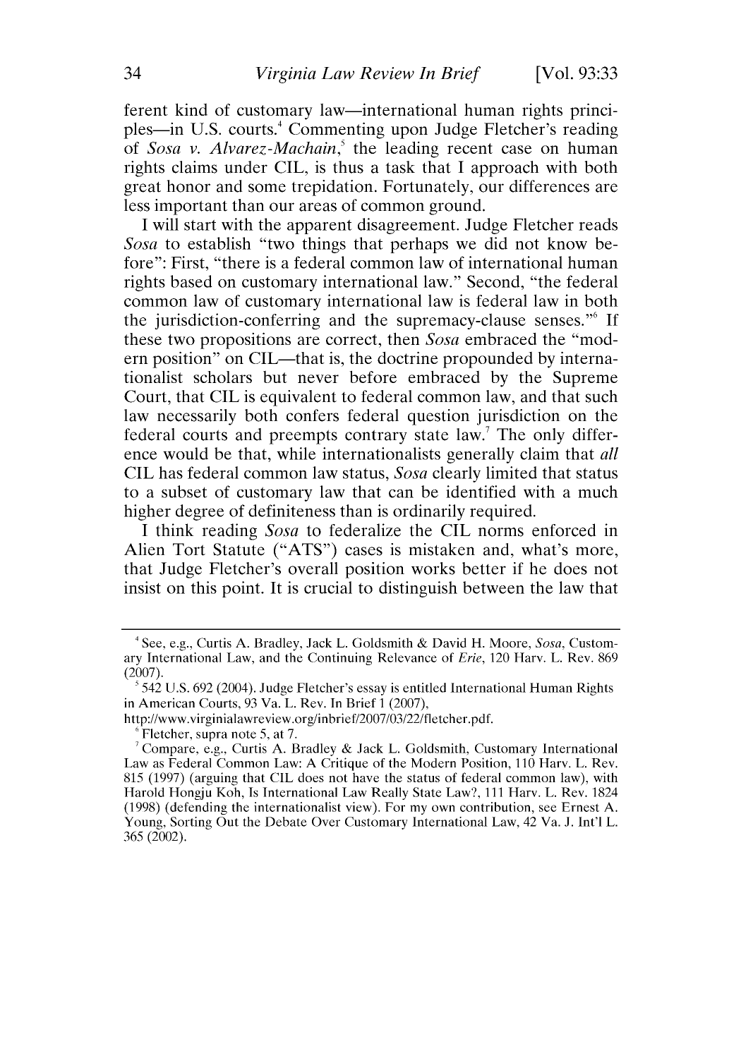ferent kind of customary law—international human rights principles—in U.S. courts.[4] Commenting upon Judge Fletcher's reading of *Sosa v. Alvarez-Machain*,[5] the leading recent case on human rights claims under CIL, is thus a task that I approach with both great honor and some trepidation. Fortunately, our differences are less important than our areas of common ground.

I will start with the apparent disagreement. Judge Fletcher reads *Sosa* to establish "two things that perhaps we did not know before": First, "there is a federal common law of international human rights based on customary international law." Second, "the federal common law of customary international law is federal law in both the jurisdiction-conferring and the supremacy-clause senses."[6] If these two propositions are correct, then *Sosa* embraced the "modern position" on CIL—that is, the doctrine propounded by internationalist scholars but never before embraced by the Supreme Court, that CIL is equivalent to federal common law, and that such law necessarily both confers federal question jurisdiction on the federal courts and preempts contrary state law.[7] The only difference would be that, while internationalists generally claim that *all* CIL has federal common law status, *Sosa* clearly limited that status to a subset of customary law that can be identified with a much higher degree of definiteness than is ordinarily required.

I think reading *Sosa* to federalize the CIL norms enforced in Alien Tort Statute ("ATS") cases is mistaken and, what's more, that Judge Fletcher's overall position works better if he does not insist on this point. It is crucial to distinguish between the law that

---

[4] See, e.g., Curtis A. Bradley, Jack L. Goldsmith & David H. Moore, *Sosa*, Customary International Law, and the Continuing Relevance of *Erie*, 120 Harv. L. Rev. 869 (2007).

[5] 542 U.S. 692 (2004). Judge Fletcher's essay is entitled International Human Rights in American Courts, 93 Va. L. Rev. In Brief 1 (2007), http://www.virginialawreview.org/inbrief/2007/03/22/fletcher.pdf.

[6] Fletcher, supra note 5, at 7.

[7] Compare, e.g., Curtis A. Bradley & Jack L. Goldsmith, Customary International Law as Federal Common Law: A Critique of the Modern Position, 110 Harv. L. Rev. 815 (1997) (arguing that CIL does not have the status of federal common law), with Harold Hongju Koh, Is International Law Really State Law?, 111 Harv. L. Rev. 1824 (1998) (defending the internationalist view). For my own contribution, see Ernest A. Young, Sorting Out the Debate Over Customary International Law, 42 Va. J. Int'l L. 365 (2002).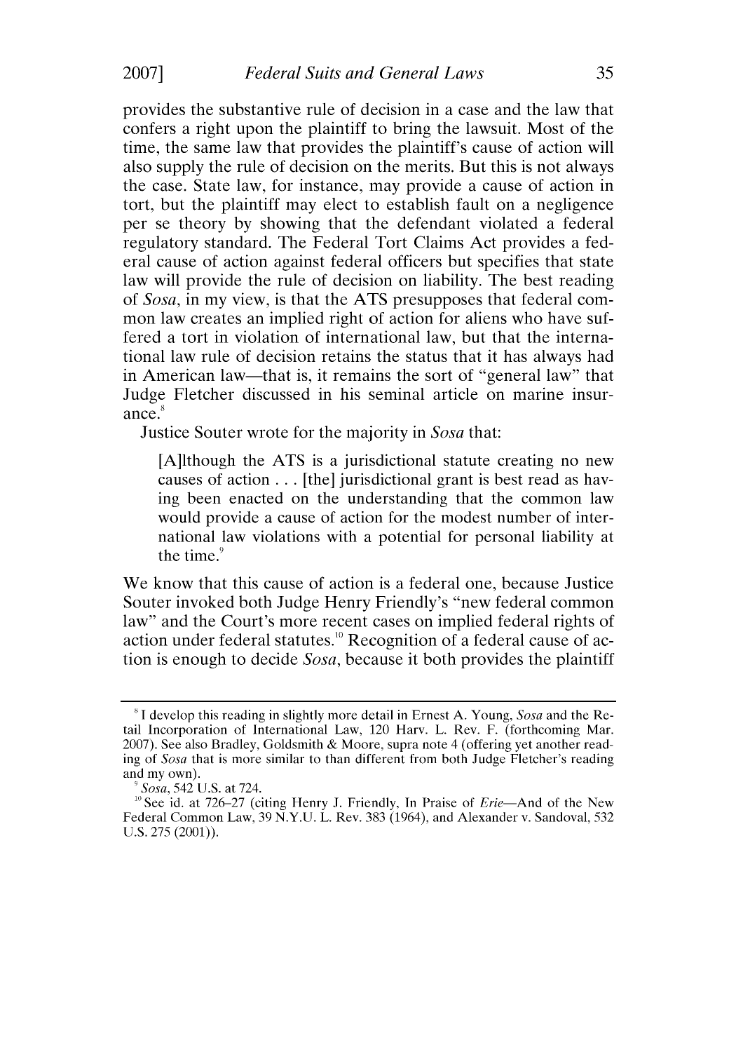provides the substantive rule of decision in a case and the law that confers a right upon the plaintiff to bring the lawsuit. Most of the time, the same law that provides the plaintiff's cause of action will also supply the rule of decision on the merits. But this is not always the case. State law, for instance, may provide a cause of action in tort, but the plaintiff may elect to establish fault on a negligence per se theory by showing that the defendant violated a federal regulatory standard. The Federal Tort Claims Act provides a federal cause of action against federal officers but specifies that state law will provide the rule of decision on liability. The best reading of *Sosa*, in my view, is that the ATS presupposes that federal common law creates an implied right of action for aliens who have suffered a tort in violation of international law, but that the international law rule of decision retains the status that it has always had in American law—that is, it remains the sort of "general law" that Judge Fletcher discussed in his seminal article on marine insurance.[8]

Justice Souter wrote for the majority in *Sosa* that:

> [A]lthough the ATS is a jurisdictional statute creating no new causes of action . . . [the] jurisdictional grant is best read as having been enacted on the understanding that the common law would provide a cause of action for the modest number of international law violations with a potential for personal liability at the time.[9]

We know that this cause of action is a federal one, because Justice Souter invoked both Judge Henry Friendly's "new federal common law" and the Court's more recent cases on implied federal rights of action under federal statutes.[10] Recognition of a federal cause of action is enough to decide *Sosa*, because it both provides the plaintiff

---

[8] I develop this reading in slightly more detail in Ernest A. Young, *Sosa* and the Retail Incorporation of International Law, 120 Harv. L. Rev. F. (forthcoming Mar. 2007). See also Bradley, Goldsmith & Moore, supra note 4 (offering yet another reading of *Sosa* that is more similar to than different from both Judge Fletcher's reading and my own).

[9] *Sosa*, 542 U.S. at 724.

[10] See id. at 726–27 (citing Henry J. Friendly, In Praise of *Erie*—And of the New Federal Common Law, 39 N.Y.U. L. Rev. 383 (1964), and Alexander v. Sandoval, 532 U.S. 275 (2001)).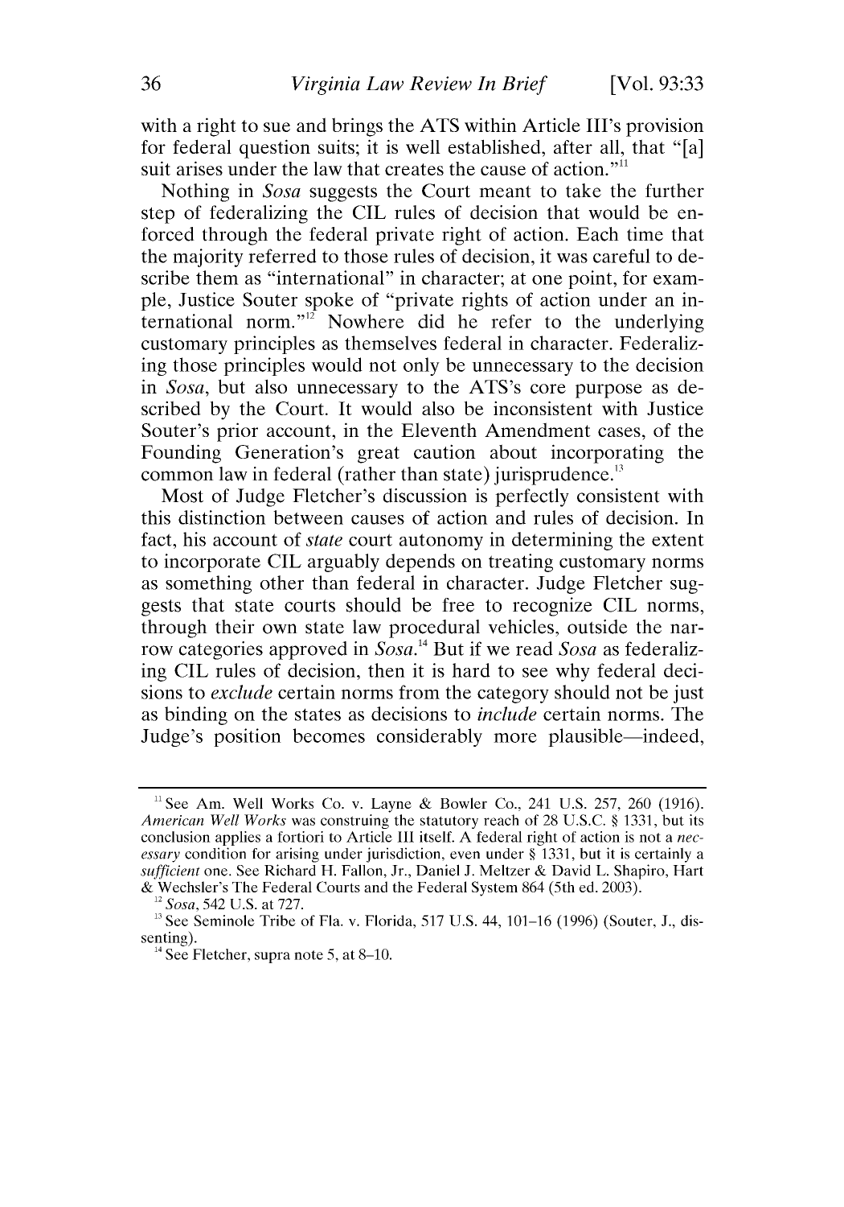with a right to sue and brings the ATS within Article III's provision for federal question suits; it is well established, after all, that "[a] suit arises under the law that creates the cause of action."[11]

Nothing in *Sosa* suggests the Court meant to take the further step of federalizing the CIL rules of decision that would be enforced through the federal private right of action. Each time that the majority referred to those rules of decision, it was careful to describe them as "international" in character; at one point, for example, Justice Souter spoke of "private rights of action under an international norm."[12] Nowhere did he refer to the underlying customary principles as themselves federal in character. Federalizing those principles would not only be unnecessary to the decision in *Sosa*, but also unnecessary to the ATS's core purpose as described by the Court. It would also be inconsistent with Justice Souter's prior account, in the Eleventh Amendment cases, of the Founding Generation's great caution about incorporating the common law in federal (rather than state) jurisprudence.[13]

Most of Judge Fletcher's discussion is perfectly consistent with this distinction between causes of action and rules of decision. In fact, his account of *state* court autonomy in determining the extent to incorporate CIL arguably depends on treating customary norms as something other than federal in character. Judge Fletcher suggests that state courts should be free to recognize CIL norms, through their own state law procedural vehicles, outside the narrow categories approved in *Sosa*.[14] But if we read *Sosa* as federalizing CIL rules of decision, then it is hard to see why federal decisions to *exclude* certain norms from the category should not be just as binding on the states as decisions to *include* certain norms. The Judge's position becomes considerably more plausible—indeed,

---

[11] See Am. Well Works Co. v. Layne & Bowler Co., 241 U.S. 257, 260 (1916). *American Well Works* was construing the statutory reach of 28 U.S.C. § 1331, but its conclusion applies a fortiori to Article III itself. A federal right of action is not a *necessary* condition for arising under jurisdiction, even under § 1331, but it is certainly a *sufficient* one. See Richard H. Fallon, Jr., Daniel J. Meltzer & David L. Shapiro, Hart & Wechsler's The Federal Courts and the Federal System 864 (5th ed. 2003).

[12] *Sosa*, 542 U.S. at 727.

[13] See Seminole Tribe of Fla. v. Florida, 517 U.S. 44, 101–16 (1996) (Souter, J., dissenting).

[14] See Fletcher, supra note 5, at 8–10.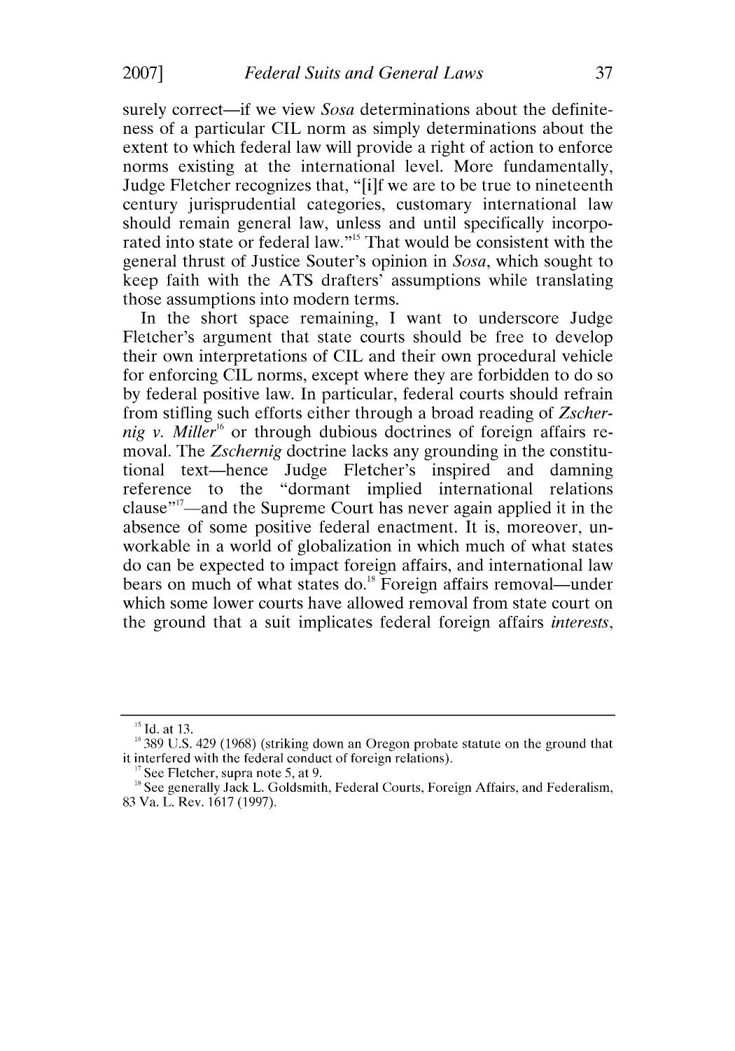surely correct—if we view *Sosa* determinations about the definiteness of a particular CIL norm as simply determinations about the extent to which federal law will provide a right of action to enforce norms existing at the international level. More fundamentally, Judge Fletcher recognizes that, "[i]f we are to be true to nineteenth century jurisprudential categories, customary international law should remain general law, unless and until specifically incorporated into state or federal law."[15] That would be consistent with the general thrust of Justice Souter's opinion in *Sosa*, which sought to keep faith with the ATS drafters' assumptions while translating those assumptions into modern terms.

In the short space remaining, I want to underscore Judge Fletcher's argument that state courts should be free to develop their own interpretations of CIL and their own procedural vehicle for enforcing CIL norms, except where they are forbidden to do so by federal positive law. In particular, federal courts should refrain from stifling such efforts either through a broad reading of *Zschernig v. Miller*[16] or through dubious doctrines of foreign affairs removal. The *Zschernig* doctrine lacks any grounding in the constitutional text—hence Judge Fletcher's inspired and damning reference to the "dormant implied international relations clause"[17]—and the Supreme Court has never again applied it in the absence of some positive federal enactment. It is, moreover, unworkable in a world of globalization in which much of what states do can be expected to impact foreign affairs, and international law bears on much of what states do.[18] Foreign affairs removal—under which some lower courts have allowed removal from state court on the ground that a suit implicates federal foreign affairs *interests*,

---

[15] Id. at 13.

[16] 389 U.S. 429 (1968) (striking down an Oregon probate statute on the ground that it interfered with the federal conduct of foreign relations).

[17] See Fletcher, supra note 5, at 9.

[18] See generally Jack L. Goldsmith, Federal Courts, Foreign Affairs, and Federalism, 83 Va. L. Rev. 1617 (1997).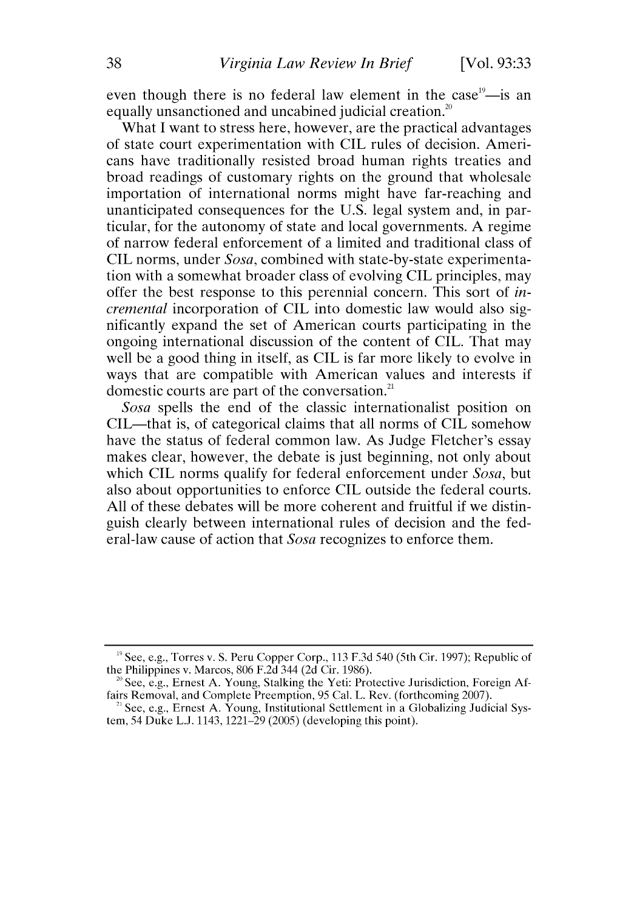even though there is no federal law element in the case[19]—is an equally unsanctioned and uncabined judicial creation.[20]

What I want to stress here, however, are the practical advantages of state court experimentation with CIL rules of decision. Americans have traditionally resisted broad human rights treaties and broad readings of customary rights on the ground that wholesale importation of international norms might have far-reaching and unanticipated consequences for the U.S. legal system and, in particular, for the autonomy of state and local governments. A regime of narrow federal enforcement of a limited and traditional class of CIL norms, under *Sosa*, combined with state-by-state experimentation with a somewhat broader class of evolving CIL principles, may offer the best response to this perennial concern. This sort of *incremental* incorporation of CIL into domestic law would also significantly expand the set of American courts participating in the ongoing international discussion of the content of CIL. That may well be a good thing in itself, as CIL is far more likely to evolve in ways that are compatible with American values and interests if domestic courts are part of the conversation.[21]

*Sosa* spells the end of the classic internationalist position on CIL—that is, of categorical claims that all norms of CIL somehow have the status of federal common law. As Judge Fletcher's essay makes clear, however, the debate is just beginning, not only about which CIL norms qualify for federal enforcement under *Sosa*, but also about opportunities to enforce CIL outside the federal courts. All of these debates will be more coherent and fruitful if we distinguish clearly between international rules of decision and the federal-law cause of action that *Sosa* recognizes to enforce them.

---

[19] See, e.g., Torres v. S. Peru Copper Corp., 113 F.3d 540 (5th Cir. 1997); Republic of the Philippines v. Marcos, 806 F.2d 344 (2d Cir. 1986).

[20] See, e.g., Ernest A. Young, Stalking the Yeti: Protective Jurisdiction, Foreign Affairs Removal, and Complete Preemption, 95 Cal. L. Rev. (forthcoming 2007).

[21] See, e.g., Ernest A. Young, Institutional Settlement in a Globalizing Judicial System, 54 Duke L.J. 1143, 1221–29 (2005) (developing this point).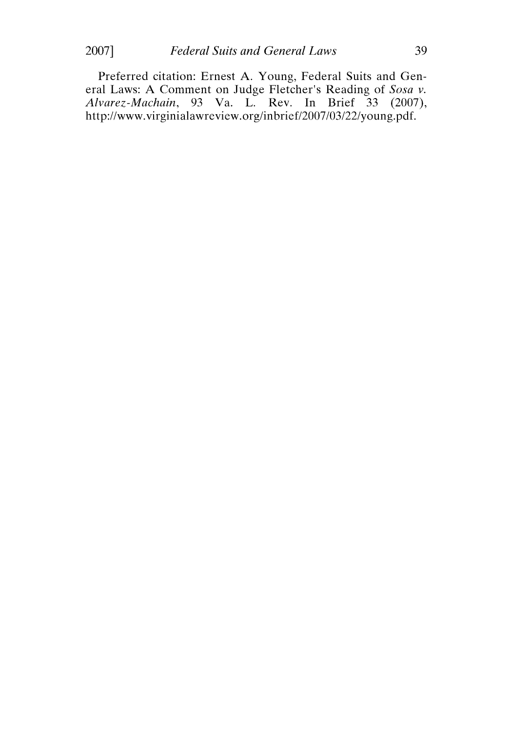Preferred citation: Ernest A. Young, Federal Suits and General Laws: A Comment on Judge Fletcher's Reading of *Sosa v. Alvarez-Machain*, 93 Va. L. Rev. In Brief 33 (2007), http://www.virginialawreview.org/inbrief/2007/03/22/young.pdf.